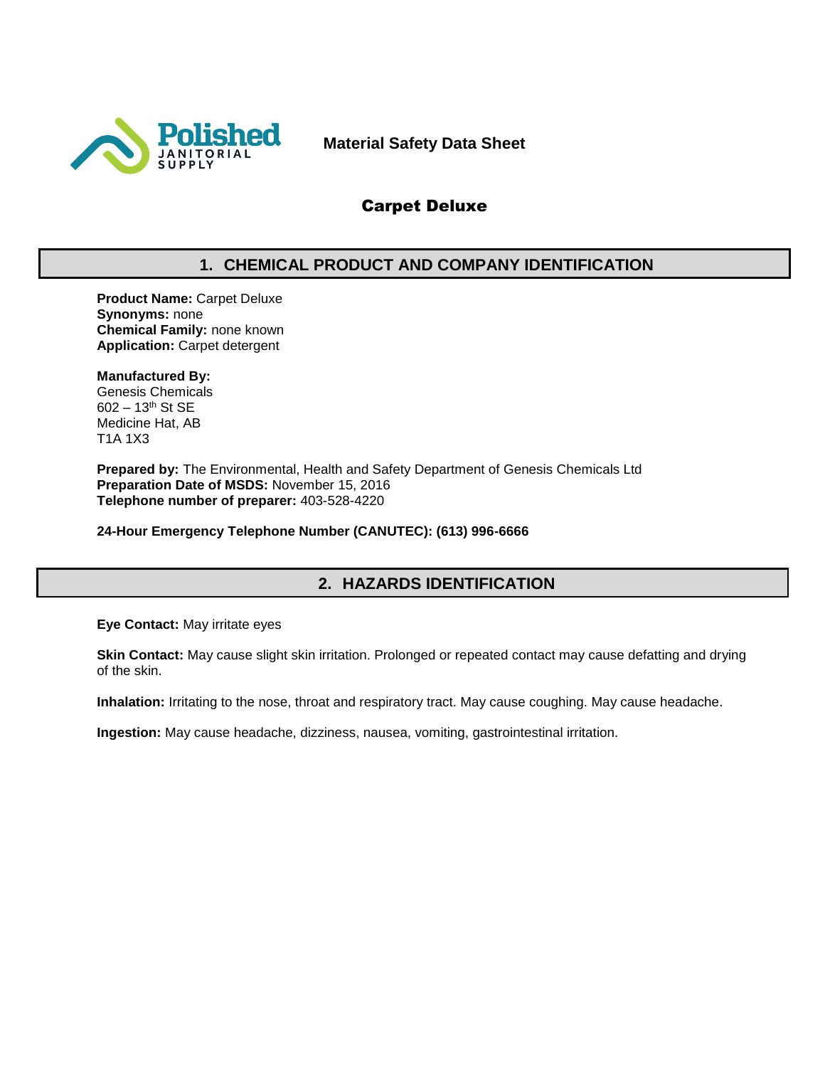Polished JANITORIAL SUPPLY

**Material Safety Data Sheet**

# Carpet Deluxe

## 1. CHEMICAL PRODUCT AND COMPANY IDENTIFICATION

**Product Name:** Carpet Deluxe
**Synonyms:** none
**Chemical Family:** none known
**Application:** Carpet detergent

**Manufactured By:**
Genesis Chemicals
602 – 13th St SE
Medicine Hat, AB
T1A 1X3

**Prepared by:** The Environmental, Health and Safety Department of Genesis Chemicals Ltd
**Preparation Date of MSDS:** November 15, 2016
**Telephone number of preparer:** 403-528-4220

**24-Hour Emergency Telephone Number (CANUTEC): (613) 996-6666**

## 2. HAZARDS IDENTIFICATION

**Eye Contact:** May irritate eyes

**Skin Contact:** May cause slight skin irritation. Prolonged or repeated contact may cause defatting and drying of the skin.

**Inhalation:** Irritating to the nose, throat and respiratory tract. May cause coughing. May cause headache.

**Ingestion:** May cause headache, dizziness, nausea, vomiting, gastrointestinal irritation.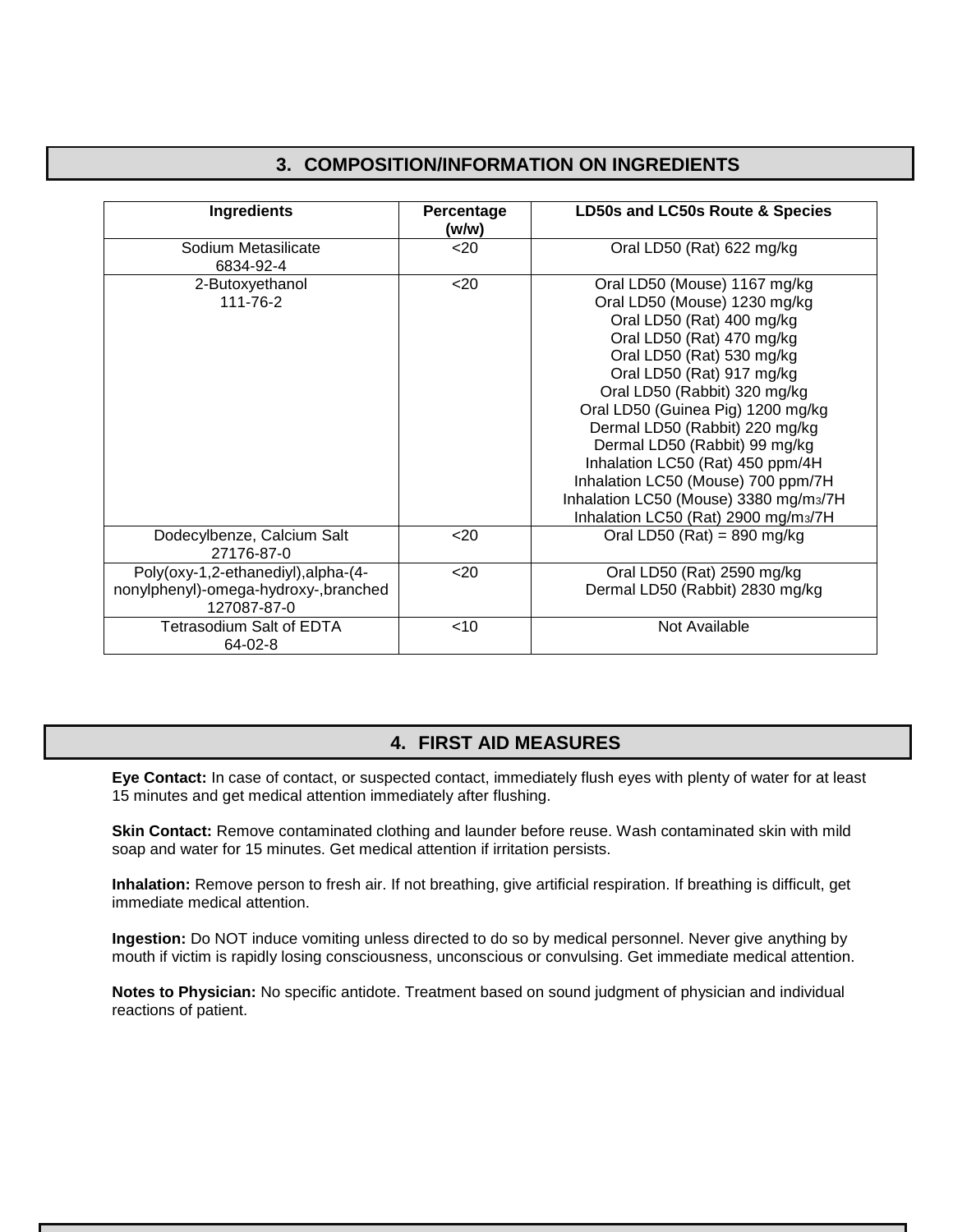## 3. COMPOSITION/INFORMATION ON INGREDIENTS

| Ingredients | Percentage (w/w) | LD50s and LC50s Route & Species |
|---|---|---|
| Sodium Metasilicate<br>6834-92-4 | <20 | Oral LD50 (Rat) 622 mg/kg |
| 2-Butoxyethanol<br>111-76-2 | <20 | Oral LD50 (Mouse) 1167 mg/kg<br>Oral LD50 (Mouse) 1230 mg/kg<br>Oral LD50 (Rat) 400 mg/kg<br>Oral LD50 (Rat) 470 mg/kg<br>Oral LD50 (Rat) 530 mg/kg<br>Oral LD50 (Rat) 917 mg/kg<br>Oral LD50 (Rabbit) 320 mg/kg<br>Oral LD50 (Guinea Pig) 1200 mg/kg<br>Dermal LD50 (Rabbit) 220 mg/kg<br>Dermal LD50 (Rabbit) 99 mg/kg<br>Inhalation LC50 (Rat) 450 ppm/4H<br>Inhalation LC50 (Mouse) 700 ppm/7H<br>Inhalation LC50 (Mouse) 3380 mg/m$^3$/7H<br>Inhalation LC50 (Rat) 2900 mg/m$^3$/7H |
| Dodecylbenze, Calcium Salt<br>27176-87-0 | <20 | Oral LD50 (Rat) = 890 mg/kg |
| Poly(oxy-1,2-ethanediyl),alpha-(4-nonylphenyl)-omega-hydroxy-,branched<br>127087-87-0 | <20 | Oral LD50 (Rat) 2590 mg/kg<br>Dermal LD50 (Rabbit) 2830 mg/kg |
| Tetrasodium Salt of EDTA<br>64-02-8 | <10 | Not Available |

## 4. FIRST AID MEASURES

**Eye Contact:** In case of contact, or suspected contact, immediately flush eyes with plenty of water for at least 15 minutes and get medical attention immediately after flushing.

**Skin Contact:** Remove contaminated clothing and launder before reuse. Wash contaminated skin with mild soap and water for 15 minutes. Get medical attention if irritation persists.

**Inhalation:** Remove person to fresh air. If not breathing, give artificial respiration. If breathing is difficult, get immediate medical attention.

**Ingestion:** Do NOT induce vomiting unless directed to do so by medical personnel. Never give anything by mouth if victim is rapidly losing consciousness, unconscious or convulsing. Get immediate medical attention.

**Notes to Physician:** No specific antidote. Treatment based on sound judgment of physician and individual reactions of patient.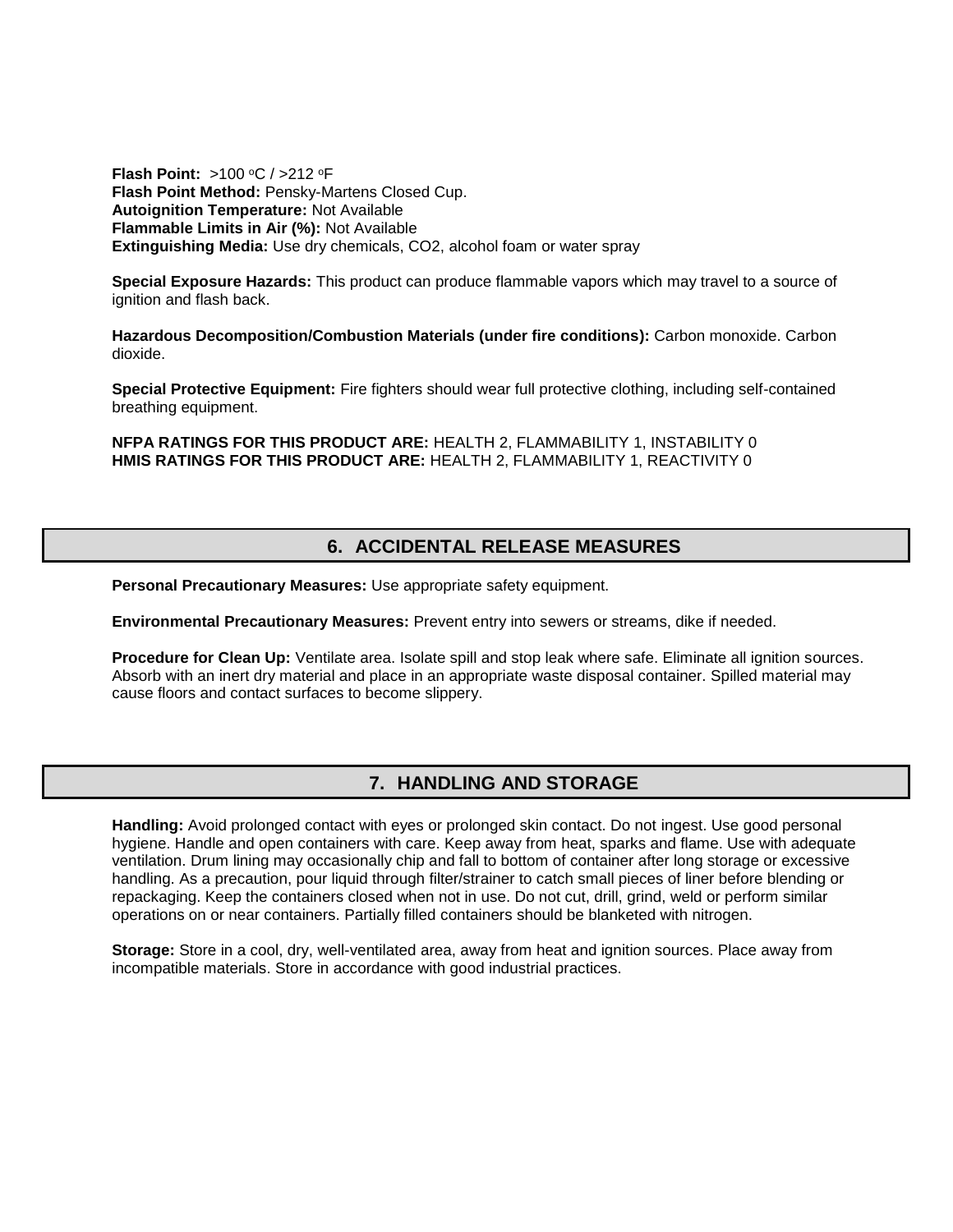**Flash Point:** >100 °C / >212 °F
**Flash Point Method:** Pensky-Martens Closed Cup.
**Autoignition Temperature:** Not Available
**Flammable Limits in Air (%):** Not Available
**Extinguishing Media:** Use dry chemicals, $CO_2$, alcohol foam or water spray

**Special Exposure Hazards:** This product can produce flammable vapors which may travel to a source of ignition and flash back.

**Hazardous Decomposition/Combustion Materials (under fire conditions):** Carbon monoxide. Carbon dioxide.

**Special Protective Equipment:** Fire fighters should wear full protective clothing, including self-contained breathing equipment.

**NFPA RATINGS FOR THIS PRODUCT ARE:** HEALTH 2, FLAMMABILITY 1, INSTABILITY 0
**HMIS RATINGS FOR THIS PRODUCT ARE:** HEALTH 2, FLAMMABILITY 1, REACTIVITY 0

## 6. ACCIDENTAL RELEASE MEASURES

**Personal Precautionary Measures:** Use appropriate safety equipment.

**Environmental Precautionary Measures:** Prevent entry into sewers or streams, dike if needed.

**Procedure for Clean Up:** Ventilate area. Isolate spill and stop leak where safe. Eliminate all ignition sources. Absorb with an inert dry material and place in an appropriate waste disposal container. Spilled material may cause floors and contact surfaces to become slippery.

## 7. HANDLING AND STORAGE

**Handling:** Avoid prolonged contact with eyes or prolonged skin contact. Do not ingest. Use good personal hygiene. Handle and open containers with care. Keep away from heat, sparks and flame. Use with adequate ventilation. Drum lining may occasionally chip and fall to bottom of container after long storage or excessive handling. As a precaution, pour liquid through filter/strainer to catch small pieces of liner before blending or repackaging. Keep the containers closed when not in use. Do not cut, drill, grind, weld or perform similar operations on or near containers. Partially filled containers should be blanketed with nitrogen.

**Storage:** Store in a cool, dry, well-ventilated area, away from heat and ignition sources. Place away from incompatible materials. Store in accordance with good industrial practices.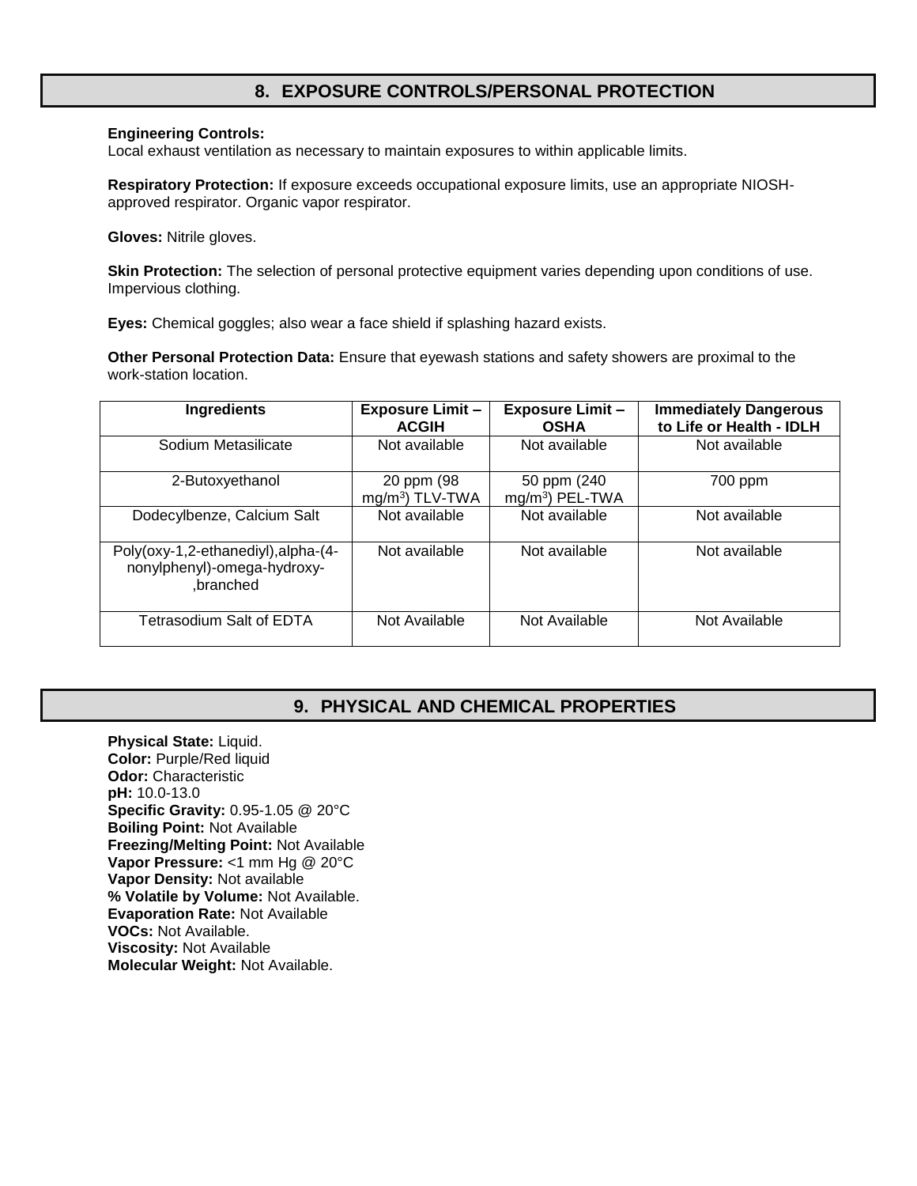## 8. EXPOSURE CONTROLS/PERSONAL PROTECTION

**Engineering Controls:**
Local exhaust ventilation as necessary to maintain exposures to within applicable limits.

**Respiratory Protection:** If exposure exceeds occupational exposure limits, use an appropriate NIOSH-approved respirator. Organic vapor respirator.

**Gloves:** Nitrile gloves.

**Skin Protection:** The selection of personal protective equipment varies depending upon conditions of use. Impervious clothing.

**Eyes:** Chemical goggles; also wear a face shield if splashing hazard exists.

**Other Personal Protection Data:** Ensure that eyewash stations and safety showers are proximal to the work-station location.

| Ingredients | Exposure Limit – ACGIH | Exposure Limit – OSHA | Immediately Dangerous to Life or Health - IDLH |
|---|---|---|---|
| Sodium Metasilicate | Not available | Not available | Not available |
| 2-Butoxyethanol | 20 ppm (98 mg/m$^3$) TLV-TWA | 50 ppm (240 mg/m$^3$) PEL-TWA | 700 ppm |
| Dodecylbenze, Calcium Salt | Not available | Not available | Not available |
| Poly(oxy-1,2-ethanediyl),alpha-(4-nonylphenyl)-omega-hydroxy-,branched | Not available | Not available | Not available |
| Tetrasodium Salt of EDTA | Not Available | Not Available | Not Available |

## 9. PHYSICAL AND CHEMICAL PROPERTIES

**Physical State:** Liquid.
**Color:** Purple/Red liquid
**Odor:** Characteristic
**pH:** 10.0-13.0
**Specific Gravity:** 0.95-1.05 @ 20°C
**Boiling Point:** Not Available
**Freezing/Melting Point:** Not Available
**Vapor Pressure:** <1 mm Hg @ 20°C
**Vapor Density:** Not available
**% Volatile by Volume:** Not Available.
**Evaporation Rate:** Not Available
**VOCs:** Not Available.
**Viscosity:** Not Available
**Molecular Weight:** Not Available.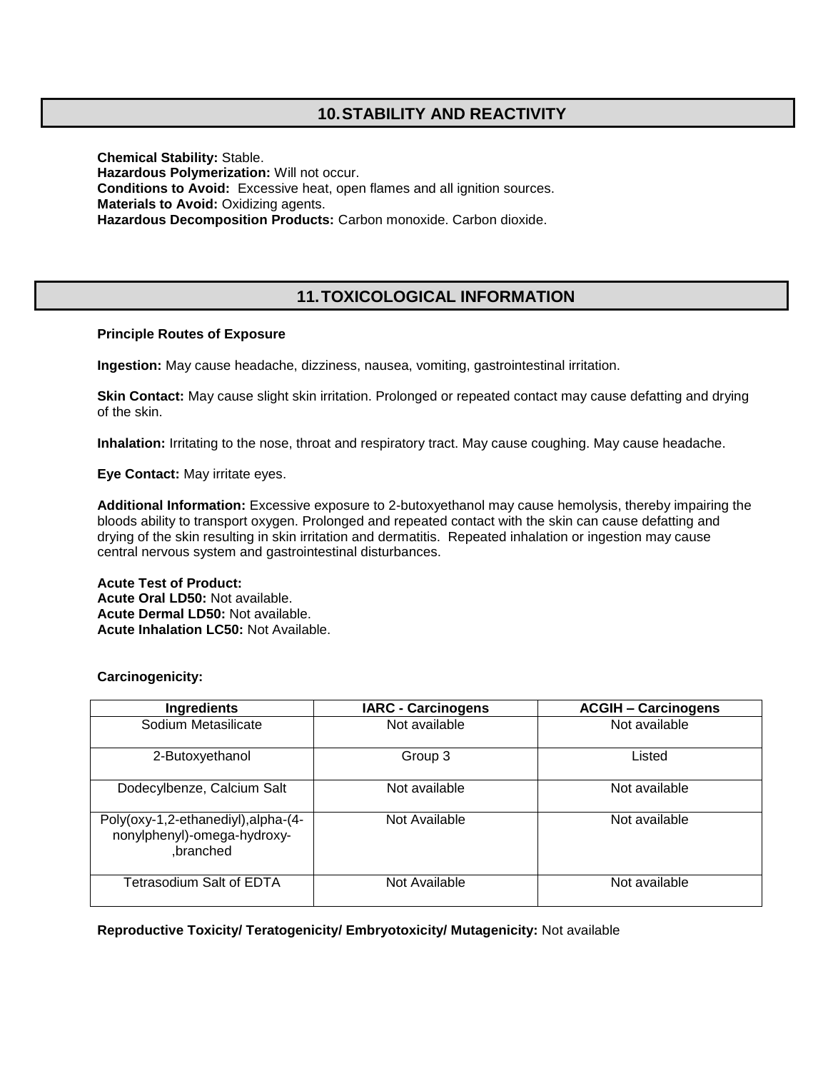## 10. STABILITY AND REACTIVITY

**Chemical Stability:** Stable.
**Hazardous Polymerization:** Will not occur.
**Conditions to Avoid:** Excessive heat, open flames and all ignition sources.
**Materials to Avoid:** Oxidizing agents.
**Hazardous Decomposition Products:** Carbon monoxide. Carbon dioxide.

## 11. TOXICOLOGICAL INFORMATION

**Principle Routes of Exposure**

**Ingestion:** May cause headache, dizziness, nausea, vomiting, gastrointestinal irritation.

**Skin Contact:** May cause slight skin irritation. Prolonged or repeated contact may cause defatting and drying of the skin.

**Inhalation:** Irritating to the nose, throat and respiratory tract. May cause coughing. May cause headache.

**Eye Contact:** May irritate eyes.

**Additional Information:** Excessive exposure to 2-butoxyethanol may cause hemolysis, thereby impairing the bloods ability to transport oxygen. Prolonged and repeated contact with the skin can cause defatting and drying of the skin resulting in skin irritation and dermatitis. Repeated inhalation or ingestion may cause central nervous system and gastrointestinal disturbances.

**Acute Test of Product:**
**Acute Oral LD50:** Not available.
**Acute Dermal LD50:** Not available.
**Acute Inhalation LC50:** Not Available.

**Carcinogenicity:**

| Ingredients | IARC - Carcinogens | ACGIH – Carcinogens |
|---|---|---|
| Sodium Metasilicate | Not available | Not available |
| 2-Butoxyethanol | Group 3 | Listed |
| Dodecylbenze, Calcium Salt | Not available | Not available |
| Poly(oxy-1,2-ethanediyl),alpha-(4-nonylphenyl)-omega-hydroxy-,branched | Not Available | Not available |
| Tetrasodium Salt of EDTA | Not Available | Not available |

**Reproductive Toxicity/ Teratogenicity/ Embryotoxicity/ Mutagenicity:** Not available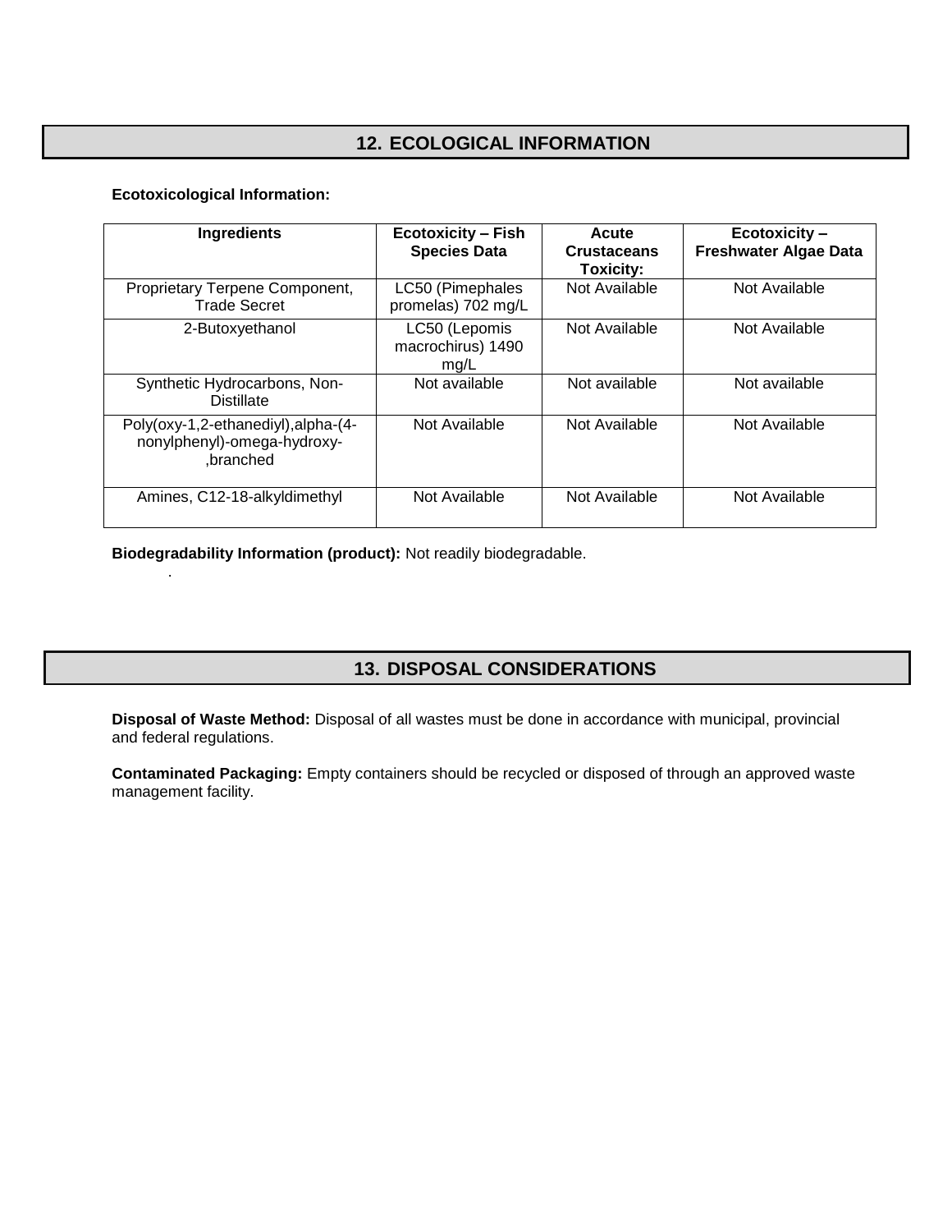## 12. ECOLOGICAL INFORMATION

**Ecotoxicological Information:**

| Ingredients | Ecotoxicity – Fish Species Data | Acute Crustaceans Toxicity: | Ecotoxicity – Freshwater Algae Data |
|---|---|---|---|
| Proprietary Terpene Component, Trade Secret | LC50 (Pimephales promelas) 702 mg/L | Not Available | Not Available |
| 2-Butoxyethanol | LC50 (Lepomis macrochirus) 1490 mg/L | Not Available | Not Available |
| Synthetic Hydrocarbons, Non-Distillate | Not available | Not available | Not available |
| Poly(oxy-1,2-ethanediyl),alpha-(4-nonylphenyl)-omega-hydroxy-,branched | Not Available | Not Available | Not Available |
| Amines, C12-18-alkyldimethyl | Not Available | Not Available | Not Available |

**Biodegradability Information (product):** Not readily biodegradable.

.

## 13. DISPOSAL CONSIDERATIONS

**Disposal of Waste Method:** Disposal of all wastes must be done in accordance with municipal, provincial and federal regulations.

**Contaminated Packaging:** Empty containers should be recycled or disposed of through an approved waste management facility.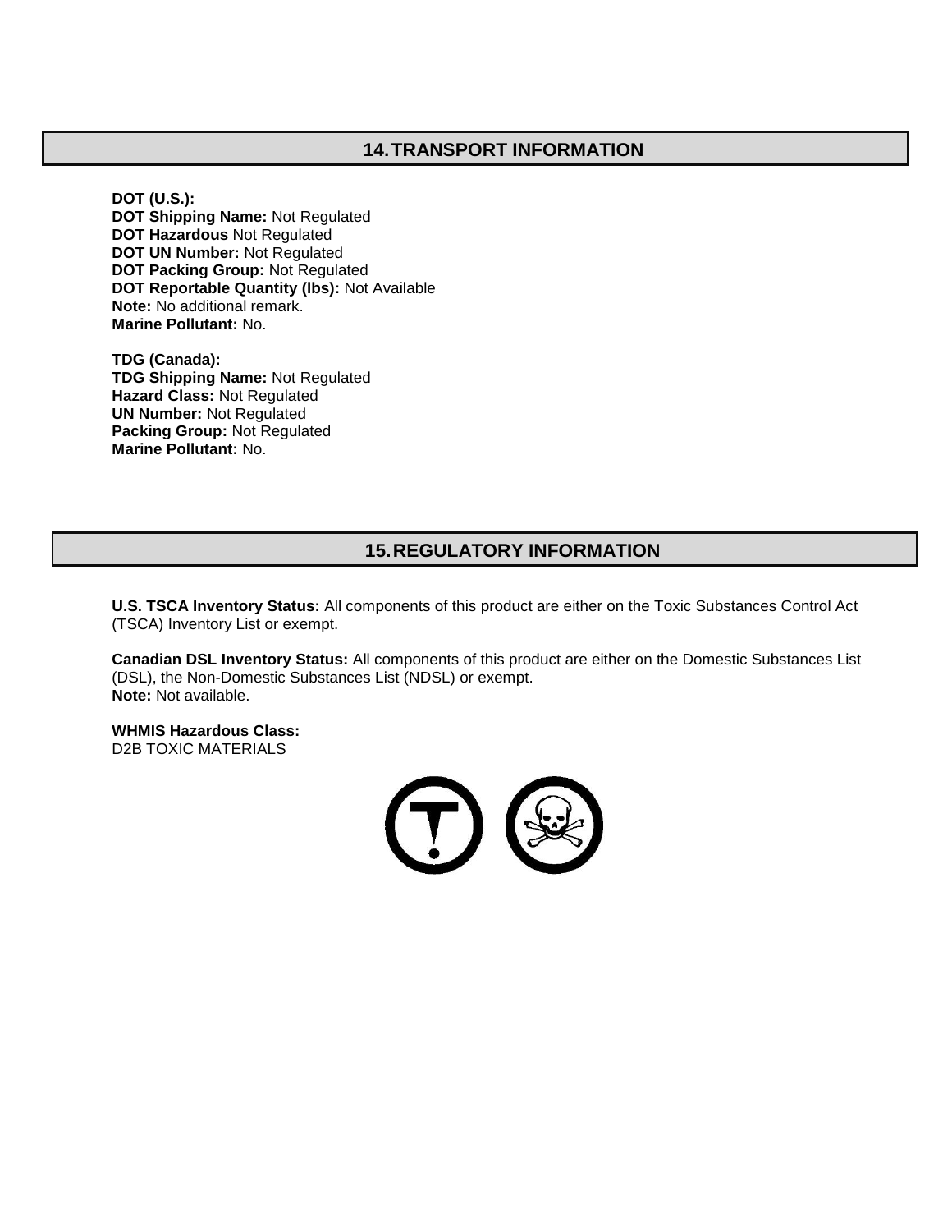## 14. TRANSPORT INFORMATION

**DOT (U.S.):**
**DOT Shipping Name:** Not Regulated
**DOT Hazardous** Not Regulated
**DOT UN Number:** Not Regulated
**DOT Packing Group:** Not Regulated
**DOT Reportable Quantity (lbs):** Not Available
**Note:** No additional remark.
**Marine Pollutant:** No.

**TDG (Canada):**
**TDG Shipping Name:** Not Regulated
**Hazard Class:** Not Regulated
**UN Number:** Not Regulated
**Packing Group:** Not Regulated
**Marine Pollutant:** No.

## 15. REGULATORY INFORMATION

**U.S. TSCA Inventory Status:** All components of this product are either on the Toxic Substances Control Act (TSCA) Inventory List or exempt.

**Canadian DSL Inventory Status:** All components of this product are either on the Domestic Substances List (DSL), the Non-Domestic Substances List (NDSL) or exempt.
**Note:** Not available.

**WHMIS Hazardous Class:**
D2B TOXIC MATERIALS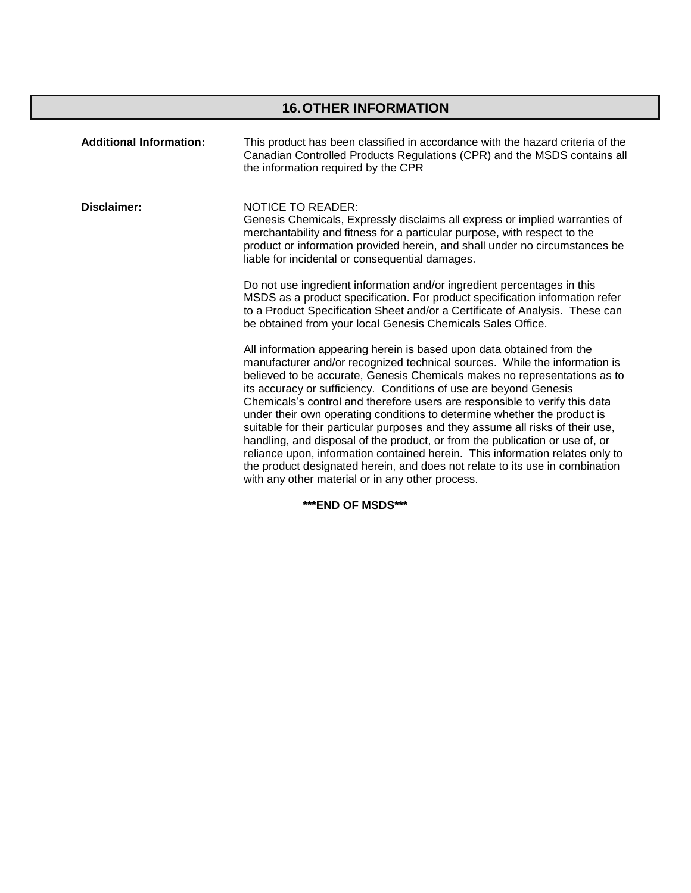## 16. OTHER INFORMATION

**Additional Information:** This product has been classified in accordance with the hazard criteria of the Canadian Controlled Products Regulations (CPR) and the MSDS contains all the information required by the CPR

**Disclaimer:** NOTICE TO READER:
Genesis Chemicals, Expressly disclaims all express or implied warranties of merchantability and fitness for a particular purpose, with respect to the product or information provided herein, and shall under no circumstances be liable for incidental or consequential damages.

Do not use ingredient information and/or ingredient percentages in this MSDS as a product specification. For product specification information refer to a Product Specification Sheet and/or a Certificate of Analysis. These can be obtained from your local Genesis Chemicals Sales Office.

All information appearing herein is based upon data obtained from the manufacturer and/or recognized technical sources. While the information is believed to be accurate, Genesis Chemicals makes no representations as to its accuracy or sufficiency. Conditions of use are beyond Genesis Chemicals's control and therefore users are responsible to verify this data under their own operating conditions to determine whether the product is suitable for their particular purposes and they assume all risks of their use, handling, and disposal of the product, or from the publication or use of, or reliance upon, information contained herein. This information relates only to the product designated herein, and does not relate to its use in combination with any other material or in any other process.

**\*\*\*END OF MSDS\*\*\***